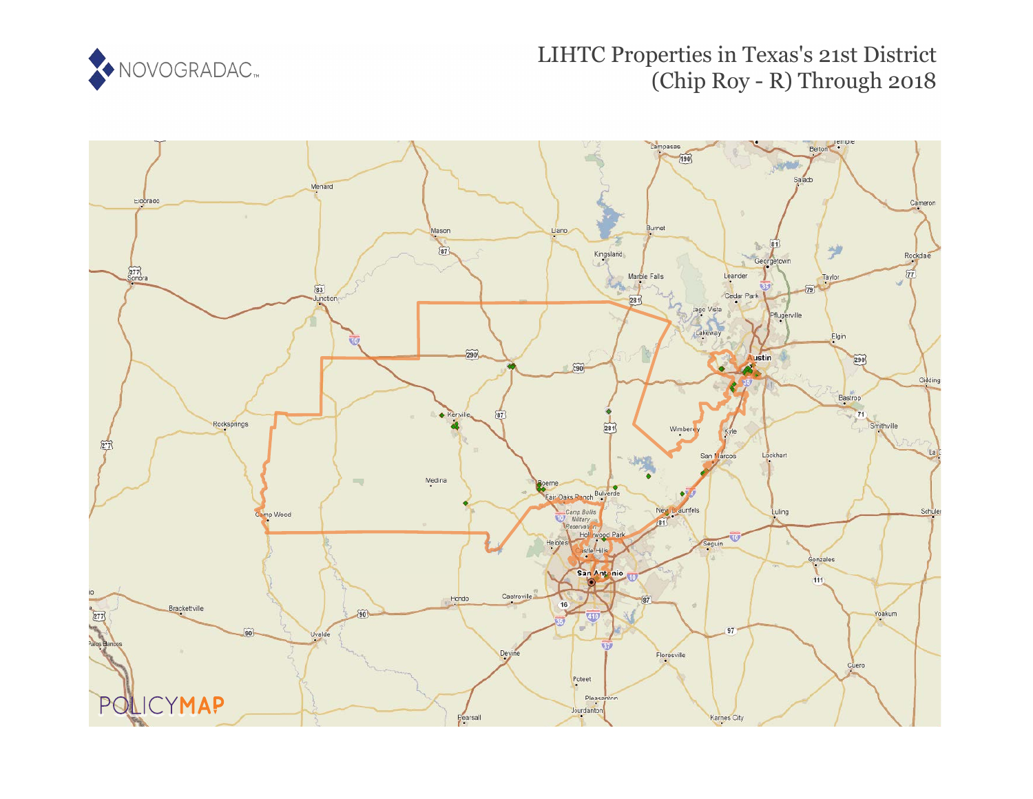# LIHTC Properties in Texas's 21st District (Chip Roy - R) Through 2018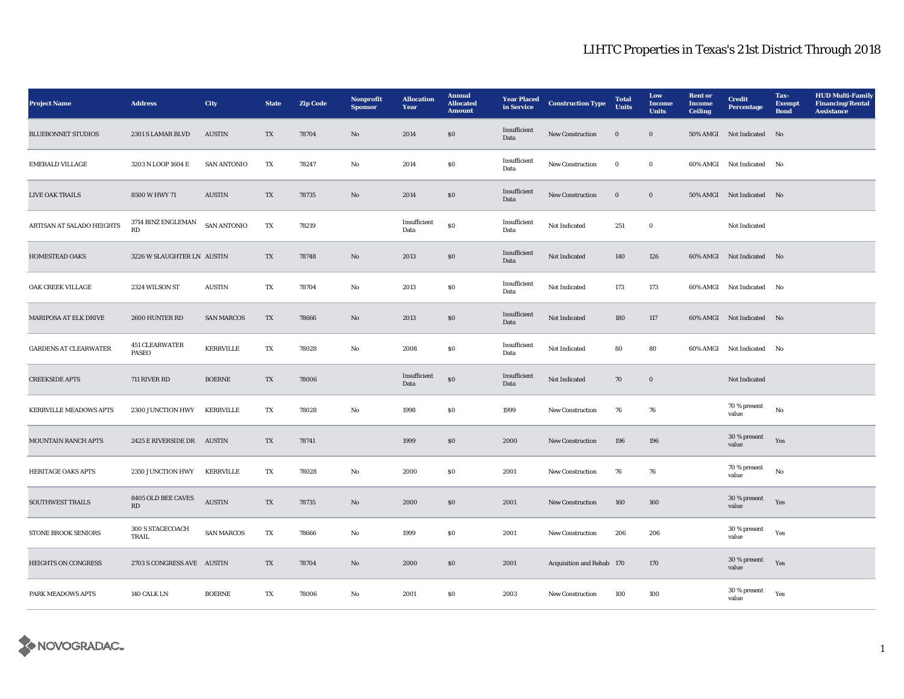# LIHTC Properties in Texas's 21st District Through 2018

| Project Name | Address | City | State | Zip Code | Nonprofit Sponsor | Allocation Year | Annual Allocated Amount | Year Placed in Service | Construction Type | Total Units | Low Income Units | Rent or Income Ceiling | Credit Percentage | Tax-Exempt Bond | HUD Multi-Family Financing/Rental Assistance |
|---|---|---|---|---|---|---|---|---|---|---|---|---|---|---|---|
| BLUEBONNET STUDIOS | 2301 S LAMAR BLVD | AUSTIN | TX | 78704 | No | 2014 | $0 | Insufficient Data | New Construction | 0 | 0 | 50% AMGI | Not Indicated | No | |
| EMERALD VILLAGE | 3203 N LOOP 1604 E | SAN ANTONIO | TX | 78247 | No | 2014 | $0 | Insufficient Data | New Construction | 0 | 0 | 60% AMGI | Not Indicated | No | |
| LIVE OAK TRAILS | 8500 W HWY 71 | AUSTIN | TX | 78735 | No | 2014 | $0 | Insufficient Data | New Construction | 0 | 0 | 50% AMGI | Not Indicated | No | |
| ARTISAN AT SALADO HEIGHTS | 3714 BINZ ENGLEMAN RD | SAN ANTONIO | TX | 78219 | | Insufficient Data | $0 | Insufficient Data | Not Indicated | 251 | 0 | | Not Indicated | | |
| HOMESTEAD OAKS | 3226 W SLAUGHTER LN | AUSTIN | TX | 78748 | No | 2013 | $0 | Insufficient Data | Not Indicated | 140 | 126 | 60% AMGI | Not Indicated | No | |
| OAK CREEK VILLAGE | 2324 WILSON ST | AUSTIN | TX | 78704 | No | 2013 | $0 | Insufficient Data | Not Indicated | 173 | 173 | 60% AMGI | Not Indicated | No | |
| MARIPOSA AT ELK DRIVE | 2600 HUNTER RD | SAN MARCOS | TX | 78666 | No | 2013 | $0 | Insufficient Data | Not Indicated | 180 | 117 | 60% AMGI | Not Indicated | No | |
| GARDENS AT CLEARWATER | 451 CLEARWATER PASEO | KERRVILLE | TX | 78028 | No | 2008 | $0 | Insufficient Data | Not Indicated | 80 | 80 | 60% AMGI | Not Indicated | No | |
| CREEKSIDE APTS | 711 RIVER RD | BOERNE | TX | 78006 | | Insufficient Data | $0 | Insufficient Data | Not Indicated | 70 | 0 | | Not Indicated | | |
| KERRVILLE MEADOWS APTS | 2300 JUNCTION HWY | KERRVILLE | TX | 78028 | No | 1998 | $0 | 1999 | New Construction | 76 | 76 | | 70 % present value | No | |
| MOUNTAIN RANCH APTS | 2425 E RIVERSIDE DR | AUSTIN | TX | 78741 | | 1999 | $0 | 2000 | New Construction | 196 | 196 | | 30 % present value | Yes | |
| HERITAGE OAKS APTS | 2350 JUNCTION HWY | KERRVILLE | TX | 78028 | No | 2000 | $0 | 2001 | New Construction | 76 | 76 | | 70 % present value | No | |
| SOUTHWEST TRAILS | 8405 OLD BEE CAVES RD | AUSTIN | TX | 78735 | No | 2000 | $0 | 2001 | New Construction | 160 | 160 | | 30 % present value | Yes | |
| STONE BROOK SENIORS | 300 S STAGECOACH TRAIL | SAN MARCOS | TX | 78666 | No | 1999 | $0 | 2001 | New Construction | 206 | 206 | | 30 % present value | Yes | |
| HEIGHTS ON CONGRESS | 2703 S CONGRESS AVE | AUSTIN | TX | 78704 | No | 2000 | $0 | 2001 | Acquisition and Rehab | 170 | 170 | | 30 % present value | Yes | |
| PARK MEADOWS APTS | 140 CALK LN | BOERNE | TX | 78006 | No | 2001 | $0 | 2003 | New Construction | 100 | 100 | | 30 % present value | Yes | |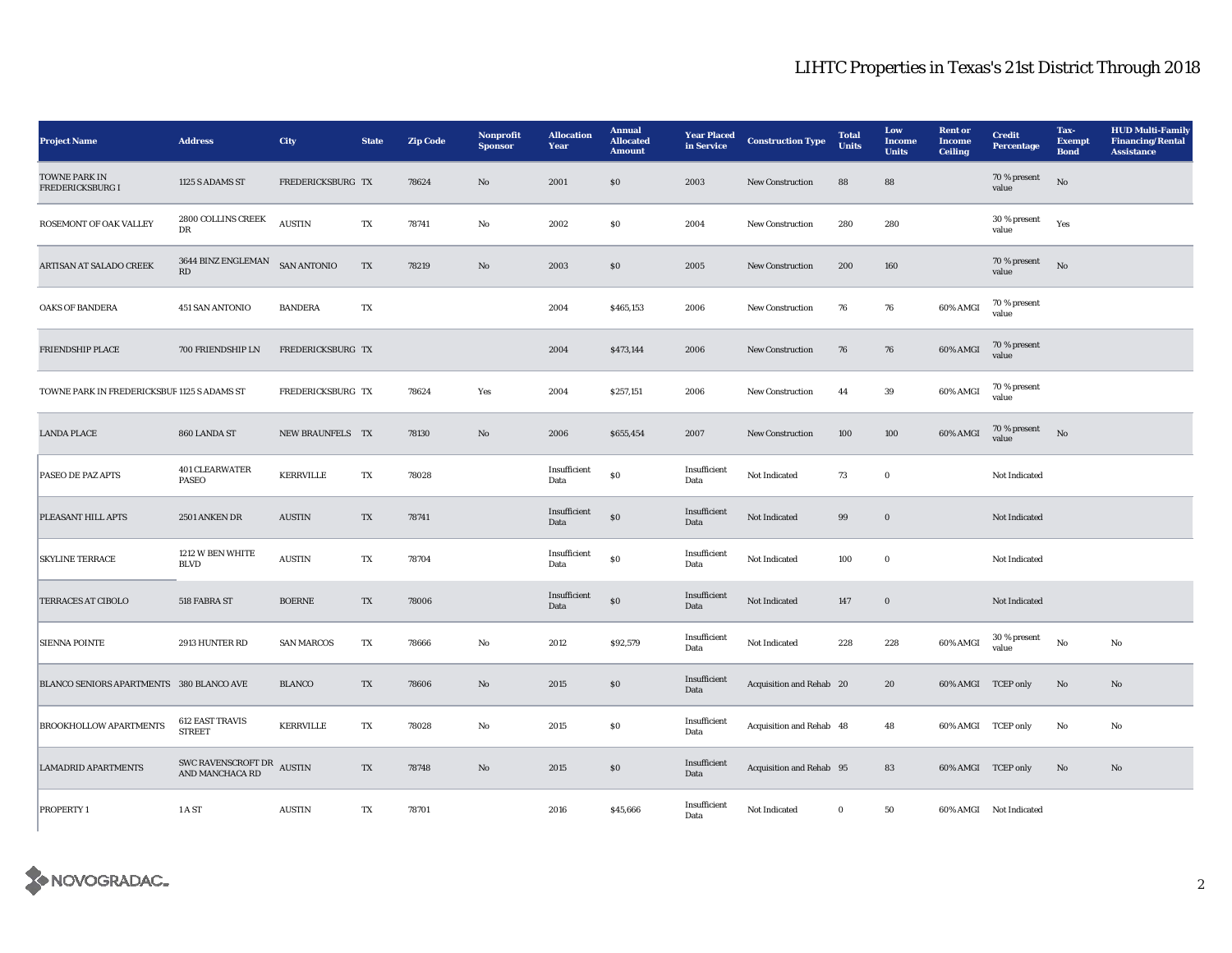# LIHTC Properties in Texas's 21st District Through 2018

| Project Name | Address | City | State | Zip Code | Nonprofit Sponsor | Allocation Year | Annual Allocated Amount | Year Placed in Service | Construction Type | Total Units | Low Income Units | Rent or Income Ceiling | Credit Percentage | Tax-Exempt Bond | HUD Multi-Family Financing/Rental Assistance |
|---|---|---|---|---|---|---|---|---|---|---|---|---|---|---|---|
| TOWNE PARK IN FREDERICKSBURG I | 1125 S ADAMS ST | FREDERICKSBURG | TX | 78624 | No | 2001 | $0 | 2003 | New Construction | 88 | 88 | | 70 % present value | No | |
| ROSEMONT OF OAK VALLEY | 2800 COLLINS CREEK DR | AUSTIN | TX | 78741 | No | 2002 | $0 | 2004 | New Construction | 280 | 280 | | 30 % present value | Yes | |
| ARTISAN AT SALADO CREEK | 3644 BINZ ENGLEMAN RD | SAN ANTONIO | TX | 78219 | No | 2003 | $0 | 2005 | New Construction | 200 | 160 | | 70 % present value | No | |
| OAKS OF BANDERA | 451 SAN ANTONIO | BANDERA | TX | | | 2004 | $465,153 | 2006 | New Construction | 76 | 76 | 60% AMGI | 70 % present value | | |
| FRIENDSHIP PLACE | 700 FRIENDSHIP LN | FREDERICKSBURG | TX | | | 2004 | $473,144 | 2006 | New Construction | 76 | 76 | 60% AMGI | 70 % present value | | |
| TOWNE PARK IN FREDERICKSBUF | 1125 S ADAMS ST | FREDERICKSBURG | TX | 78624 | Yes | 2004 | $257,151 | 2006 | New Construction | 44 | 39 | 60% AMGI | 70 % present value | | |
| LANDA PLACE | 860 LANDA ST | NEW BRAUNFELS | TX | 78130 | No | 2006 | $655,454 | 2007 | New Construction | 100 | 100 | 60% AMGI | 70 % present value | No | |
| PASEO DE PAZ APTS | 401 CLEARWATER PASEO | KERRVILLE | TX | 78028 | | Insufficient Data | $0 | Insufficient Data | Not Indicated | 73 | 0 | | Not Indicated | | |
| PLEASANT HILL APTS | 2501 ANKEN DR | AUSTIN | TX | 78741 | | Insufficient Data | $0 | Insufficient Data | Not Indicated | 99 | 0 | | Not Indicated | | |
| SKYLINE TERRACE | 1212 W BEN WHITE BLVD | AUSTIN | TX | 78704 | | Insufficient Data | $0 | Insufficient Data | Not Indicated | 100 | 0 | | Not Indicated | | |
| TERRACES AT CIBOLO | 518 FABRA ST | BOERNE | TX | 78006 | | Insufficient Data | $0 | Insufficient Data | Not Indicated | 147 | 0 | | Not Indicated | | |
| SIENNA POINTE | 2913 HUNTER RD | SAN MARCOS | TX | 78666 | No | 2012 | $92,579 | Insufficient Data | Not Indicated | 228 | 228 | 60% AMGI | 30 % present value | No | No |
| BLANCO SENIORS APARTMENTS | 380 BLANCO AVE | BLANCO | TX | 78606 | No | 2015 | $0 | Insufficient Data | Acquisition and Rehab | 20 | 20 | 60% AMGI | TCEP only | No | No |
| BROOKHOLLOW APARTMENTS | 612 EAST TRAVIS STREET | KERRVILLE | TX | 78028 | No | 2015 | $0 | Insufficient Data | Acquisition and Rehab | 48 | 48 | 60% AMGI | TCEP only | No | No |
| LAMADRID APARTMENTS | SWC RAVENSCROFT DR AND MANCHACA RD | AUSTIN | TX | 78748 | No | 2015 | $0 | Insufficient Data | Acquisition and Rehab | 95 | 83 | 60% AMGI | TCEP only | No | No |
| PROPERTY 1 | 1 A ST | AUSTIN | TX | 78701 | | 2016 | $45,666 | Insufficient Data | Not Indicated | 0 | 50 | 60% AMGI | Not Indicated | | |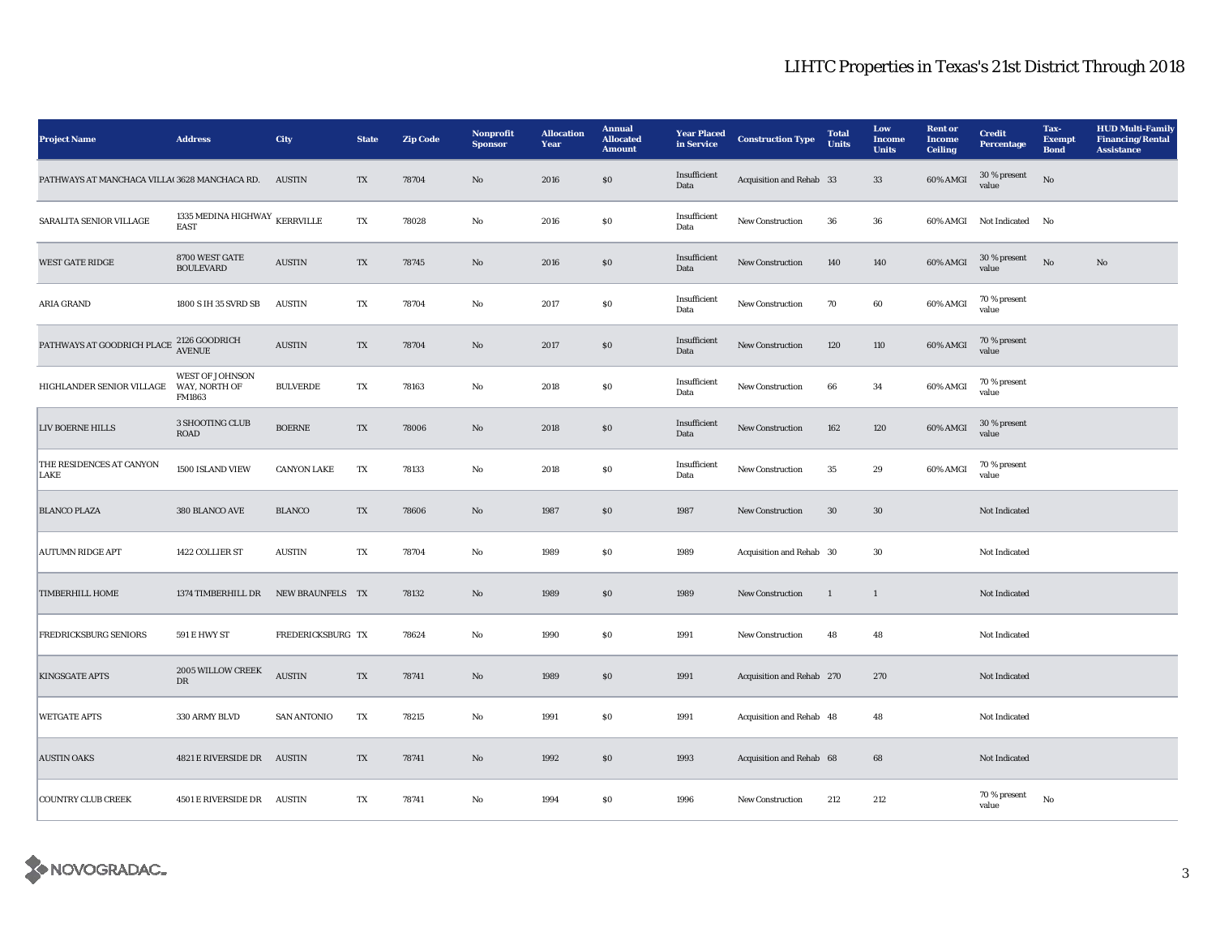# LIHTC Properties in Texas's 21st District Through 2018

| Project Name | Address | City | State | Zip Code | Nonprofit Sponsor | Allocation Year | Annual Allocated Amount | Year Placed in Service | Construction Type | Total Units | Low Income Units | Rent or Income Ceiling | Credit Percentage | Tax-Exempt Bond | HUD Multi-Family Financing/Rental Assistance |
|---|---|---|---|---|---|---|---|---|---|---|---|---|---|---|---|
| PATHWAYS AT MANCHACA VILLAGE | 3628 MANCHACA RD. | AUSTIN | TX | 78704 | No | 2016 | $0 | Insufficient Data | Acquisition and Rehab | 33 | 33 | 60% AMGI | 30 % present value | No | |
| SARALITA SENIOR VILLAGE | 1335 MEDINA HIGHWAY EAST | KERRVILLE | TX | 78028 | No | 2016 | $0 | Insufficient Data | New Construction | 36 | 36 | 60% AMGI | Not Indicated | No | |
| WEST GATE RIDGE | 8700 WEST GATE BOULEVARD | AUSTIN | TX | 78745 | No | 2016 | $0 | Insufficient Data | New Construction | 140 | 140 | 60% AMGI | 30 % present value | No | No |
| ARIA GRAND | 1800 S IH 35 SVRD SB | AUSTIN | TX | 78704 | No | 2017 | $0 | Insufficient Data | New Construction | 70 | 60 | 60% AMGI | 70 % present value | | |
| PATHWAYS AT GOODRICH PLACE | 2126 GOODRICH AVENUE | AUSTIN | TX | 78704 | No | 2017 | $0 | Insufficient Data | New Construction | 120 | 110 | 60% AMGI | 70 % present value | | |
| HIGHLANDER SENIOR VILLAGE | WEST OF JOHNSON WAY, NORTH OF FM1863 | BULVERDE | TX | 78163 | No | 2018 | $0 | Insufficient Data | New Construction | 66 | 34 | 60% AMGI | 70 % present value | | |
| LIV BOERNE HILLS | 3 SHOOTING CLUB ROAD | BOERNE | TX | 78006 | No | 2018 | $0 | Insufficient Data | New Construction | 162 | 120 | 60% AMGI | 30 % present value | | |
| THE RESIDENCES AT CANYON LAKE | 1500 ISLAND VIEW | CANYON LAKE | TX | 78133 | No | 2018 | $0 | Insufficient Data | New Construction | 35 | 29 | 60% AMGI | 70 % present value | | |
| BLANCO PLAZA | 380 BLANCO AVE | BLANCO | TX | 78606 | No | 1987 | $0 | 1987 | New Construction | 30 | 30 | | Not Indicated | | |
| AUTUMN RIDGE APT | 1422 COLLIER ST | AUSTIN | TX | 78704 | No | 1989 | $0 | 1989 | Acquisition and Rehab | 30 | 30 | | Not Indicated | | |
| TIMBERHILL HOME | 1374 TIMBERHILL DR | NEW BRAUNFELS | TX | 78132 | No | 1989 | $0 | 1989 | New Construction | 1 | 1 | | Not Indicated | | |
| FREDRICKSBURG SENIORS | 591 E HWY ST | FREDERICKSBURG | TX | 78624 | No | 1990 | $0 | 1991 | New Construction | 48 | 48 | | Not Indicated | | |
| KINGSGATE APTS | 2005 WILLOW CREEK DR | AUSTIN | TX | 78741 | No | 1989 | $0 | 1991 | Acquisition and Rehab | 270 | 270 | | Not Indicated | | |
| WETGATE APTS | 330 ARMY BLVD | SAN ANTONIO | TX | 78215 | No | 1991 | $0 | 1991 | Acquisition and Rehab | 48 | 48 | | Not Indicated | | |
| AUSTIN OAKS | 4821 E RIVERSIDE DR | AUSTIN | TX | 78741 | No | 1992 | $0 | 1993 | Acquisition and Rehab | 68 | 68 | | Not Indicated | | |
| COUNTRY CLUB CREEK | 4501 E RIVERSIDE DR | AUSTIN | TX | 78741 | No | 1994 | $0 | 1996 | New Construction | 212 | 212 | | 70 % present value | No | |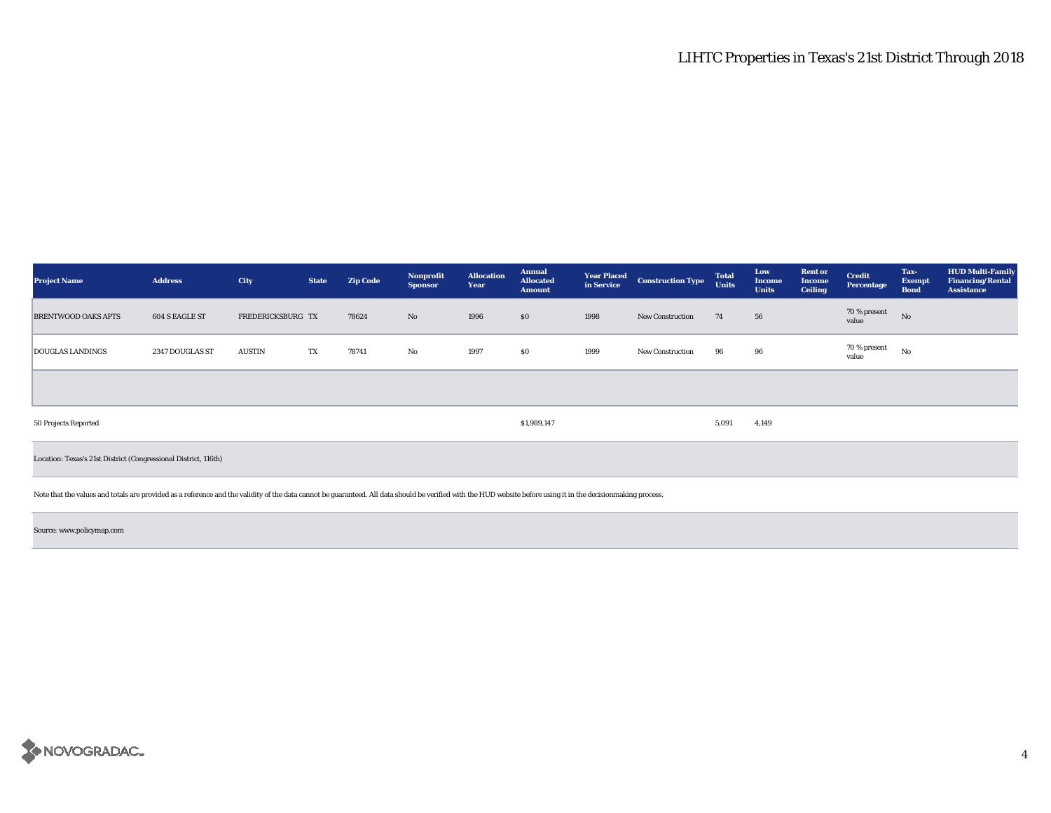# LIHTC Properties in Texas's 21st District Through 2018

| Project Name | Address | City | State | Zip Code | Nonprofit Sponsor | Allocation Year | Annual Allocated Amount | Year Placed in Service | Construction Type | Total Units | Low Income Units | Rent or Income Ceiling | Credit Percentage | Tax-Exempt Bond | HUD Multi-Family Financing/Rental Assistance |
|---|---|---|---|---|---|---|---|---|---|---|---|---|---|---|---|
| BRENTWOOD OAKS APTS | 604 S EAGLE ST | FREDERICKSBURG | TX | 78624 | No | 1996 | $0 | 1998 | New Construction | 74 | 56 | | 70 % present value | No | |
| DOUGLAS LANDINGS | 2347 DOUGLAS ST | AUSTIN | TX | 78741 | No | 1997 | $0 | 1999 | New Construction | 96 | 96 | | 70 % present value | No | |
| | | | | | | | | | | | | | | | |
| 50 Projects Reported | | | | | | | $1,989,147 | | | 5,091 | 4,149 | | | | |

Location: Texas's 21st District (Congressional District, 116th)

Note that the values and totals are provided as a reference and the validity of the data cannot be guaranteed. All data should be verified with the HUD website before using it in the decisionmaking process.

Source: www.policymap.com